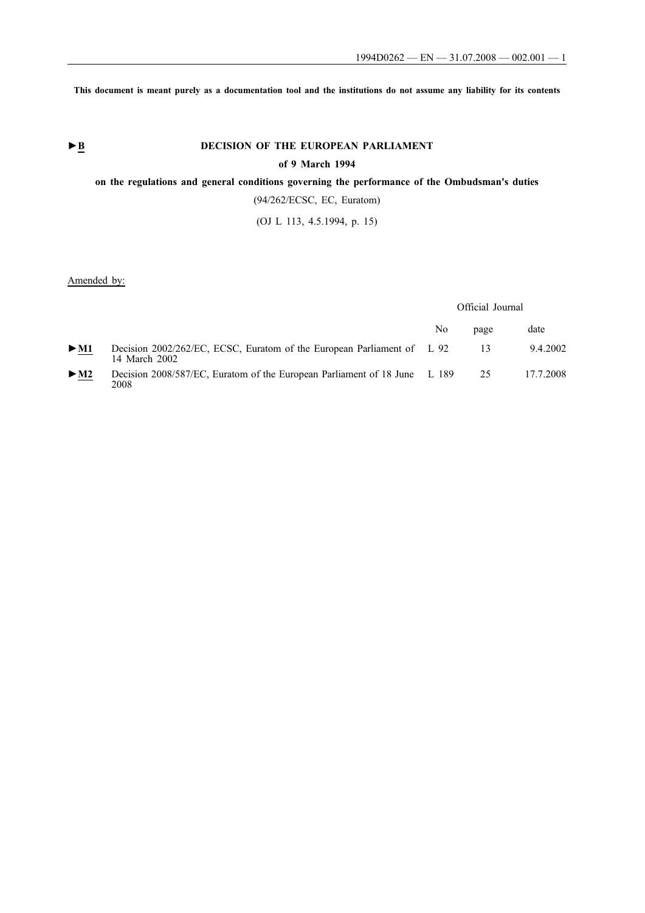This document is meant purely as a documentation tool and the institutions do not assume any liability for its contents

►B

# DECISION OF THE EUROPEAN PARLIAMENT

## of 9 March 1994

## on the regulations and general conditions governing the performance of the Ombudsman's duties

(94/262/ECSC, EC, Euratom)

(OJ L 113, 4.5.1994, p. 15)

Amended by:

| | | Official Journal | | |
|---|---|---|---|---|
| | | No | page | date |
| ►M1 | Decision 2002/262/EC, ECSC, Euratom of the European Parliament of 14 March 2002 | L 92 | 13 | 9.4.2002 |
| ►M2 | Decision 2008/587/EC, Euratom of the European Parliament of 18 June 2008 | L 189 | 25 | 17.7.2008 |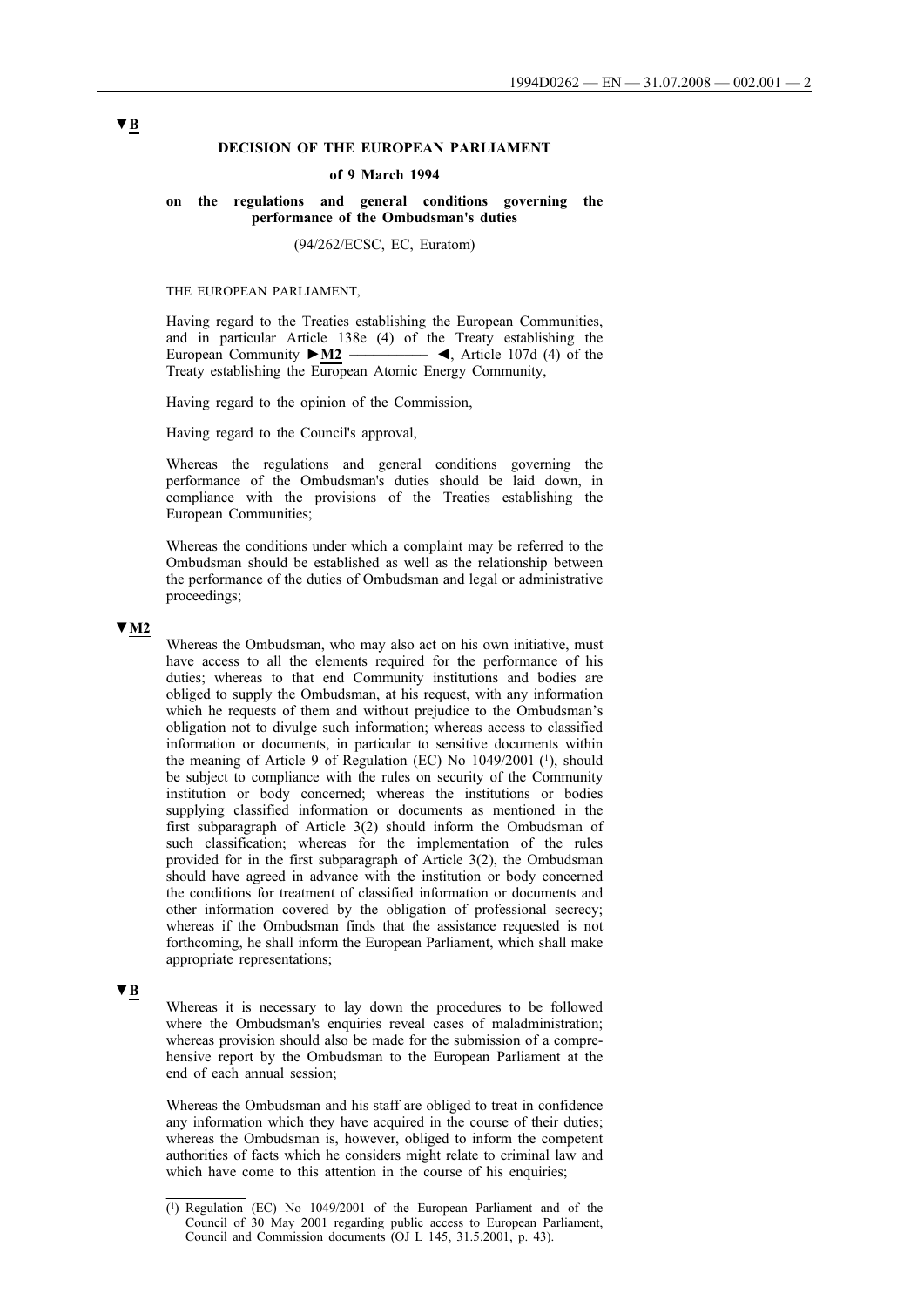▼B

**DECISION OF THE EUROPEAN PARLIAMENT**

**of 9 March 1994**

**on the regulations and general conditions governing the performance of the Ombudsman's duties**

(94/262/ECSC, EC, Euratom)

THE EUROPEAN PARLIAMENT,

Having regard to the Treaties establishing the European Communities, and in particular Article 138e (4) of the Treaty establishing the European Community ►M2 ———— ◄, Article 107d (4) of the Treaty establishing the European Atomic Energy Community,

Having regard to the opinion of the Commission,

Having regard to the Council's approval,

Whereas the regulations and general conditions governing the performance of the Ombudsman's duties should be laid down, in compliance with the provisions of the Treaties establishing the European Communities;

Whereas the conditions under which a complaint may be referred to the Ombudsman should be established as well as the relationship between the performance of the duties of Ombudsman and legal or administrative proceedings;

▼M2

Whereas the Ombudsman, who may also act on his own initiative, must have access to all the elements required for the performance of his duties; whereas to that end Community institutions and bodies are obliged to supply the Ombudsman, at his request, with any information which he requests of them and without prejudice to the Ombudsman's obligation not to divulge such information; whereas access to classified information or documents, in particular to sensitive documents within the meaning of Article 9 of Regulation (EC) No 1049/2001 [1], should be subject to compliance with the rules on security of the Community institution or body concerned; whereas the institutions or bodies supplying classified information or documents as mentioned in the first subparagraph of Article 3(2) should inform the Ombudsman of such classification; whereas for the implementation of the rules provided for in the first subparagraph of Article 3(2), the Ombudsman should have agreed in advance with the institution or body concerned the conditions for treatment of classified information or documents and other information covered by the obligation of professional secrecy; whereas if the Ombudsman finds that the assistance requested is not forthcoming, he shall inform the European Parliament, which shall make appropriate representations;

▼B

Whereas it is necessary to lay down the procedures to be followed where the Ombudsman's enquiries reveal cases of maladministration; whereas provision should also be made for the submission of a comprehensive report by the Ombudsman to the European Parliament at the end of each annual session;

Whereas the Ombudsman and his staff are obliged to treat in confidence any information which they have acquired in the course of their duties; whereas the Ombudsman is, however, obliged to inform the competent authorities of facts which he considers might relate to criminal law and which have come to this attention in the course of his enquiries;

---

[1] Regulation (EC) No 1049/2001 of the European Parliament and of the Council of 30 May 2001 regarding public access to European Parliament, Council and Commission documents (OJ L 145, 31.5.2001, p. 43).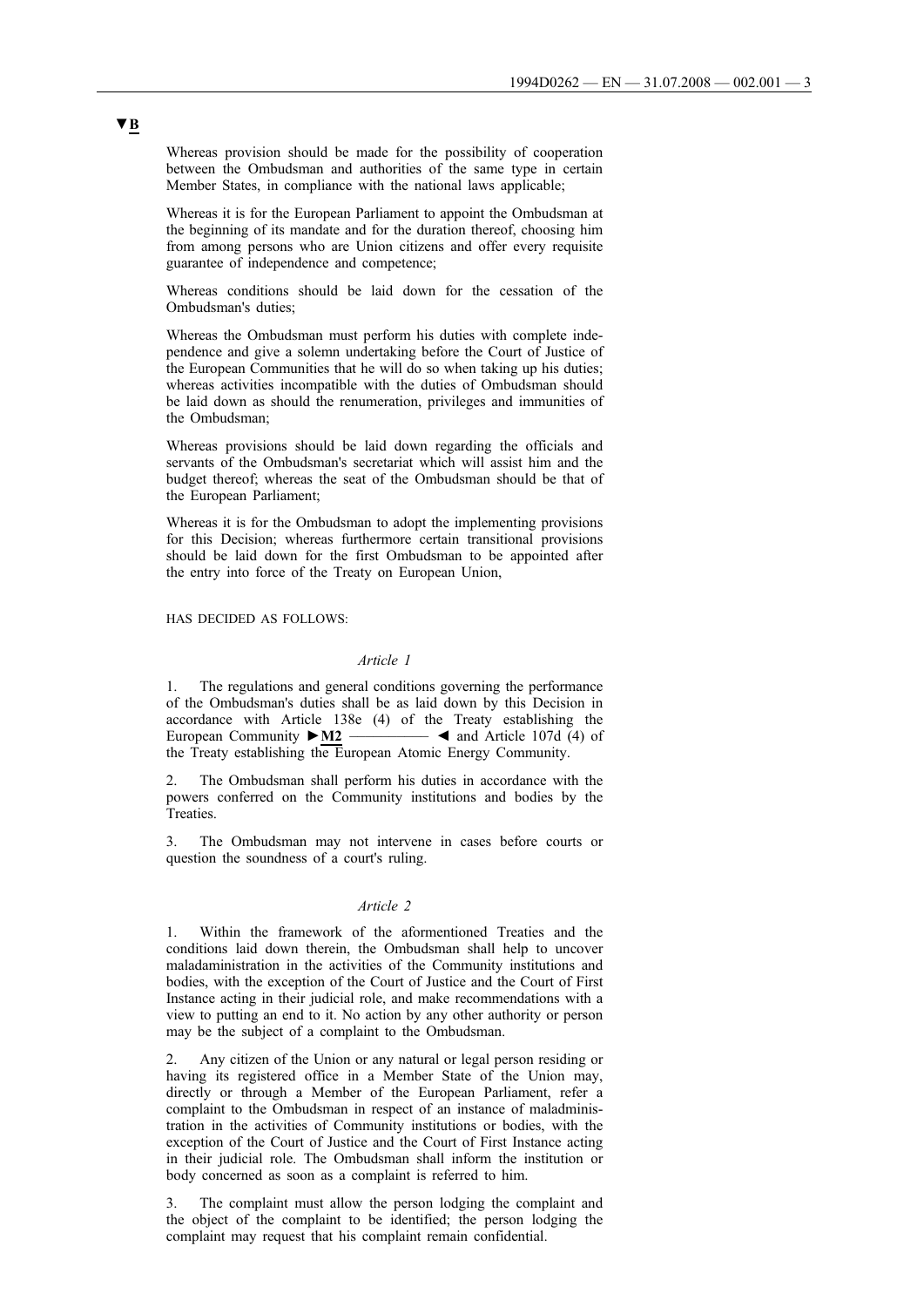▼B

Whereas provision should be made for the possibility of cooperation between the Ombudsman and authorities of the same type in certain Member States, in compliance with the national laws applicable;

Whereas it is for the European Parliament to appoint the Ombudsman at the beginning of its mandate and for the duration thereof, choosing him from among persons who are Union citizens and offer every requisite guarantee of independence and competence;

Whereas conditions should be laid down for the cessation of the Ombudsman's duties;

Whereas the Ombudsman must perform his duties with complete independence and give a solemn undertaking before the Court of Justice of the European Communities that he will do so when taking up his duties; whereas activities incompatible with the duties of Ombudsman should be laid down as should the renumeration, privileges and immunities of the Ombudsman;

Whereas provisions should be laid down regarding the officials and servants of the Ombudsman's secretariat which will assist him and the budget thereof; whereas the seat of the Ombudsman should be that of the European Parliament;

Whereas it is for the Ombudsman to adopt the implementing provisions for this Decision; whereas furthermore certain transitional provisions should be laid down for the first Ombudsman to be appointed after the entry into force of the Treaty on European Union,

HAS DECIDED AS FOLLOWS:

*Article 1*

1. The regulations and general conditions governing the performance of the Ombudsman's duties shall be as laid down by this Decision in accordance with Article 138e (4) of the Treaty establishing the European Community ►M2 ———— ◄ and Article 107d (4) of the Treaty establishing the European Atomic Energy Community.

2. The Ombudsman shall perform his duties in accordance with the powers conferred on the Community institutions and bodies by the Treaties.

3. The Ombudsman may not intervene in cases before courts or question the soundness of a court's ruling.

*Article 2*

1. Within the framework of the aforementioned Treaties and the conditions laid down therein, the Ombudsman shall help to uncover maladministration in the activities of the Community institutions and bodies, with the exception of the Court of Justice and the Court of First Instance acting in their judicial role, and make recommendations with a view to putting an end to it. No action by any other authority or person may be the subject of a complaint to the Ombudsman.

2. Any citizen of the Union or any natural or legal person residing or having its registered office in a Member State of the Union may, directly or through a Member of the European Parliament, refer a complaint to the Ombudsman in respect of an instance of maladministration in the activities of Community institutions or bodies, with the exception of the Court of Justice and the Court of First Instance acting in their judicial role. The Ombudsman shall inform the institution or body concerned as soon as a complaint is referred to him.

3. The complaint must allow the person lodging the complaint and the object of the complaint to be identified; the person lodging the complaint may request that his complaint remain confidential.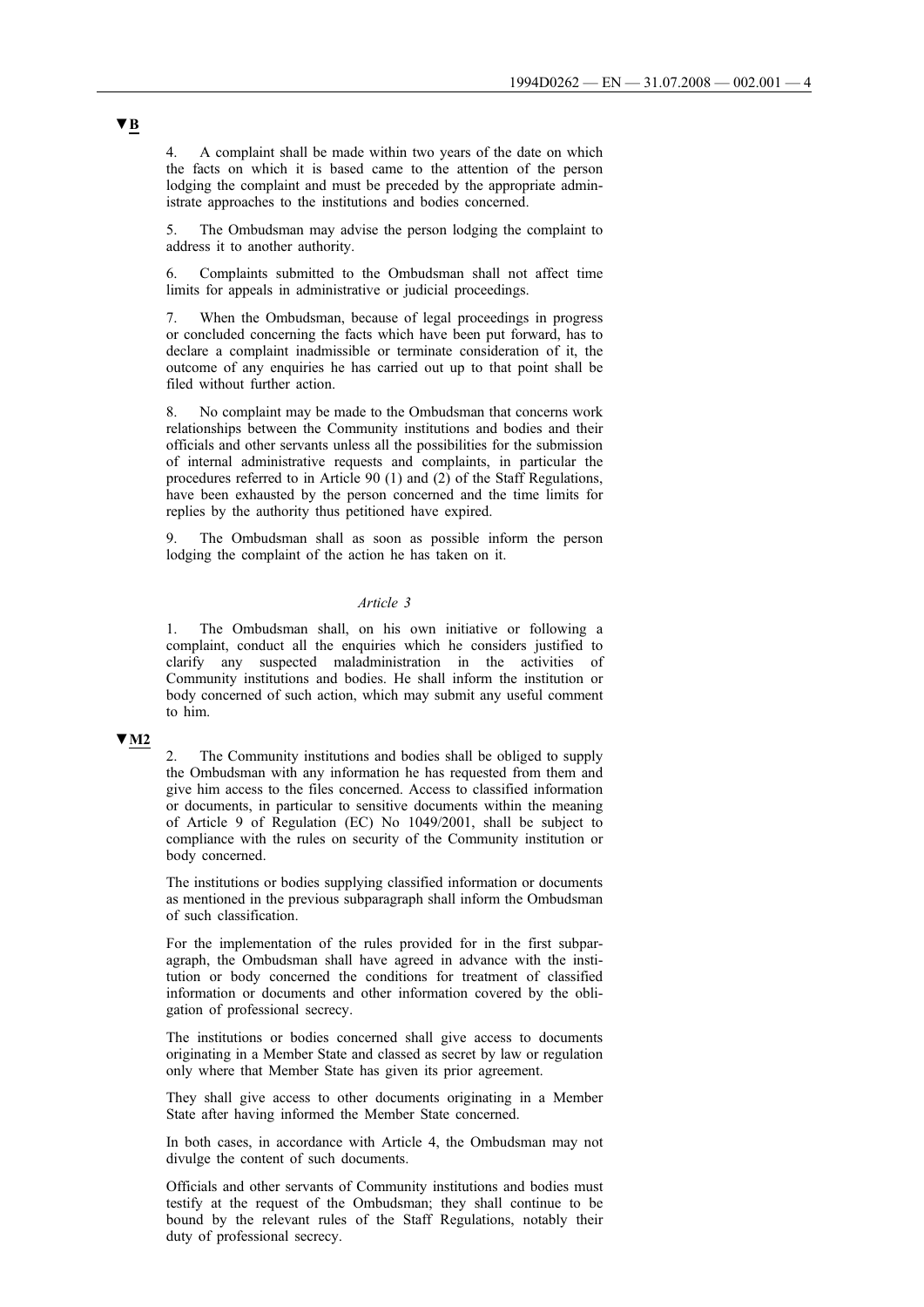▼B

4. A complaint shall be made within two years of the date on which the facts on which it is based came to the attention of the person lodging the complaint and must be preceded by the appropriate administrate approaches to the institutions and bodies concerned.

5. The Ombudsman may advise the person lodging the complaint to address it to another authority.

6. Complaints submitted to the Ombudsman shall not affect time limits for appeals in administrative or judicial proceedings.

7. When the Ombudsman, because of legal proceedings in progress or concluded concerning the facts which have been put forward, has to declare a complaint inadmissible or terminate consideration of it, the outcome of any enquiries he has carried out up to that point shall be filed without further action.

8. No complaint may be made to the Ombudsman that concerns work relationships between the Community institutions and bodies and their officials and other servants unless all the possibilities for the submission of internal administrative requests and complaints, in particular the procedures referred to in Article 90 (1) and (2) of the Staff Regulations, have been exhausted by the person concerned and the time limits for replies by the authority thus petitioned have expired.

9. The Ombudsman shall as soon as possible inform the person lodging the complaint of the action he has taken on it.

*Article 3*

1. The Ombudsman shall, on his own initiative or following a complaint, conduct all the enquiries which he considers justified to clarify any suspected maladministration in the activities of Community institutions and bodies. He shall inform the institution or body concerned of such action, which may submit any useful comment to him.

▼M2

2. The Community institutions and bodies shall be obliged to supply the Ombudsman with any information he has requested from them and give him access to the files concerned. Access to classified information or documents, in particular to sensitive documents within the meaning of Article 9 of Regulation (EC) No 1049/2001, shall be subject to compliance with the rules on security of the Community institution or body concerned.

The institutions or bodies supplying classified information or documents as mentioned in the previous subparagraph shall inform the Ombudsman of such classification.

For the implementation of the rules provided for in the first subparagraph, the Ombudsman shall have agreed in advance with the institution or body concerned the conditions for treatment of classified information or documents and other information covered by the obligation of professional secrecy.

The institutions or bodies concerned shall give access to documents originating in a Member State and classed as secret by law or regulation only where that Member State has given its prior agreement.

They shall give access to other documents originating in a Member State after having informed the Member State concerned.

In both cases, in accordance with Article 4, the Ombudsman may not divulge the content of such documents.

Officials and other servants of Community institutions and bodies must testify at the request of the Ombudsman; they shall continue to be bound by the relevant rules of the Staff Regulations, notably their duty of professional secrecy.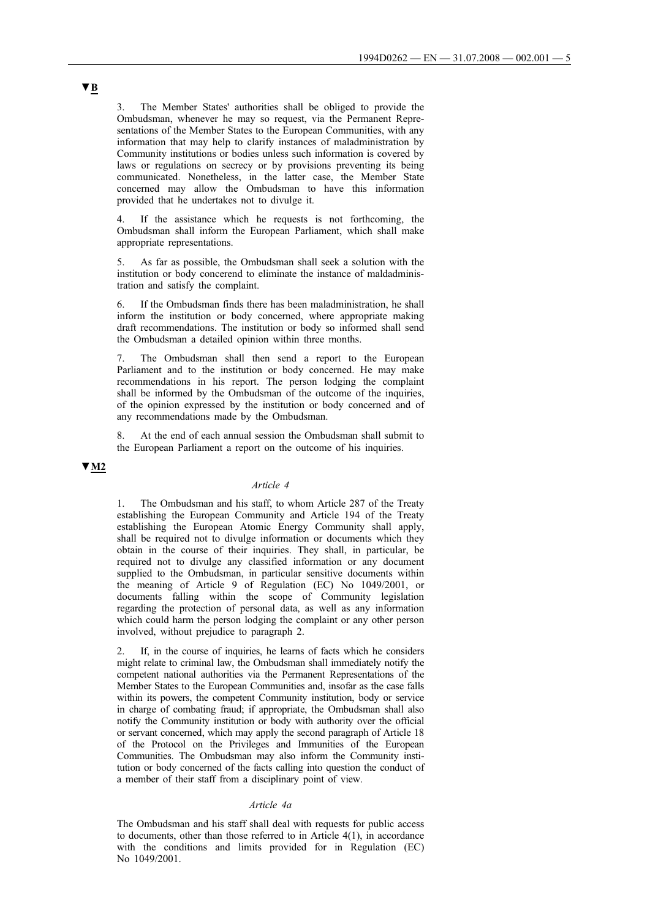**▼B**

3. The Member States' authorities shall be obliged to provide the Ombudsman, whenever he may so request, via the Permanent Representations of the Member States to the European Communities, with any information that may help to clarify instances of maladministration by Community institutions or bodies unless such information is covered by laws or regulations on secrecy or by provisions preventing its being communicated. Nonetheless, in the latter case, the Member State concerned may allow the Ombudsman to have this information provided that he undertakes not to divulge it.

4. If the assistance which he requests is not forthcoming, the Ombudsman shall inform the European Parliament, which shall make appropriate representations.

5. As far as possible, the Ombudsman shall seek a solution with the institution or body concerend to eliminate the instance of maldadministration and satisfy the complaint.

6. If the Ombudsman finds there has been maladministration, he shall inform the institution or body concerned, where appropriate making draft recommendations. The institution or body so informed shall send the Ombudsman a detailed opinion within three months.

7. The Ombudsman shall then send a report to the European Parliament and to the institution or body concerned. He may make recommendations in his report. The person lodging the complaint shall be informed by the Ombudsman of the outcome of the inquiries, of the opinion expressed by the institution or body concerned and of any recommendations made by the Ombudsman.

8. At the end of each annual session the Ombudsman shall submit to the European Parliament a report on the outcome of his inquiries.

**▼M2**

*Article 4*

1. The Ombudsman and his staff, to whom Article 287 of the Treaty establishing the European Community and Article 194 of the Treaty establishing the European Atomic Energy Community shall apply, shall be required not to divulge information or documents which they obtain in the course of their inquiries. They shall, in particular, be required not to divulge any classified information or any document supplied to the Ombudsman, in particular sensitive documents within the meaning of Article 9 of Regulation (EC) No 1049/2001, or documents falling within the scope of Community legislation regarding the protection of personal data, as well as any information which could harm the person lodging the complaint or any other person involved, without prejudice to paragraph 2.

2. If, in the course of inquiries, he learns of facts which he considers might relate to criminal law, the Ombudsman shall immediately notify the competent national authorities via the Permanent Representations of the Member States to the European Communities and, insofar as the case falls within its powers, the competent Community institution, body or service in charge of combating fraud; if appropriate, the Ombudsman shall also notify the Community institution or body with authority over the official or servant concerned, which may apply the second paragraph of Article 18 of the Protocol on the Privileges and Immunities of the European Communities. The Ombudsman may also inform the Community institution or body concerned of the facts calling into question the conduct of a member of their staff from a disciplinary point of view.

*Article 4a*

The Ombudsman and his staff shall deal with requests for public access to documents, other than those referred to in Article 4(1), in accordance with the conditions and limits provided for in Regulation (EC) No 1049/2001.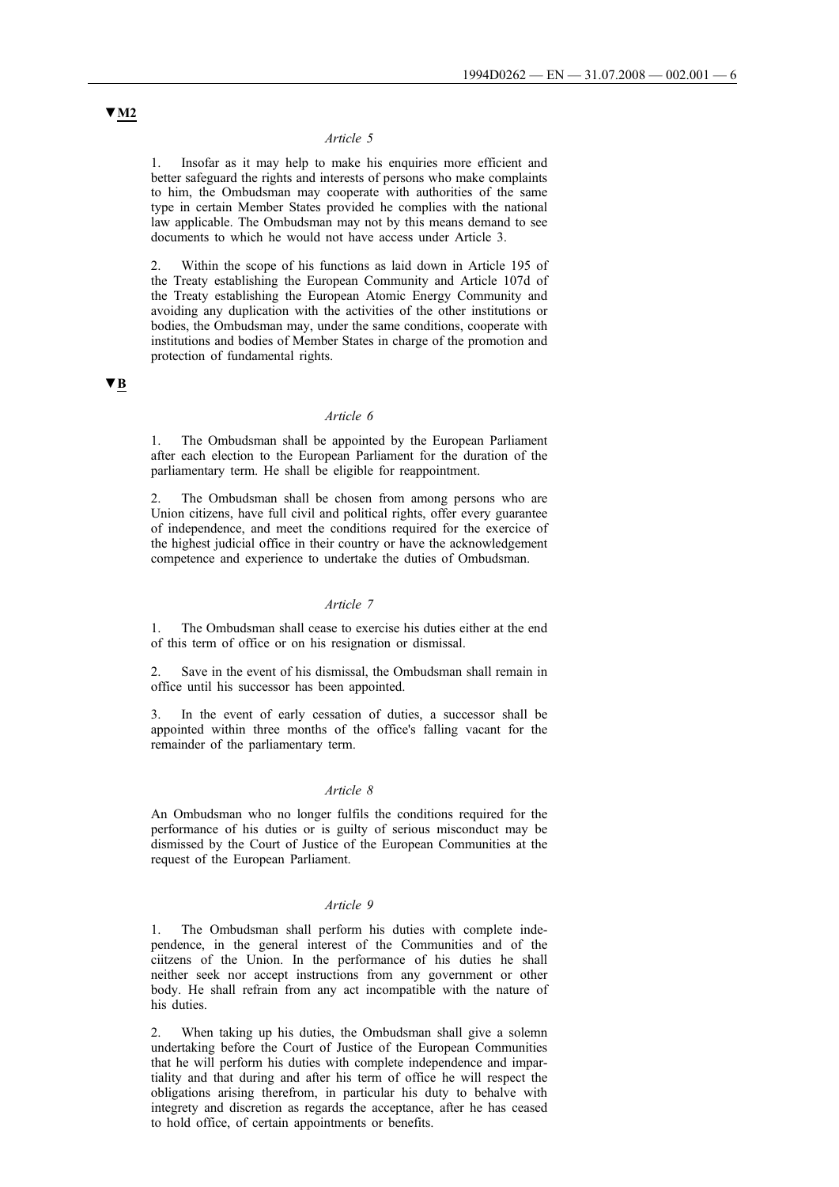▼M2

*Article 5*

1. Insofar as it may help to make his enquiries more efficient and better safeguard the rights and interests of persons who make complaints to him, the Ombudsman may cooperate with authorities of the same type in certain Member States provided he complies with the national law applicable. The Ombudsman may not by this means demand to see documents to which he would not have access under Article 3.

2. Within the scope of his functions as laid down in Article 195 of the Treaty establishing the European Community and Article 107d of the Treaty establishing the European Atomic Energy Community and avoiding any duplication with the activities of the other institutions or bodies, the Ombudsman may, under the same conditions, cooperate with institutions and bodies of Member States in charge of the promotion and protection of fundamental rights.

▼B

*Article 6*

1. The Ombudsman shall be appointed by the European Parliament after each election to the European Parliament for the duration of the parliamentary term. He shall be eligible for reappointment.

2. The Ombudsman shall be chosen from among persons who are Union citizens, have full civil and political rights, offer every guarantee of independence, and meet the conditions required for the exercice of the highest judicial office in their country or have the acknowledgement competence and experience to undertake the duties of Ombudsman.

*Article 7*

1. The Ombudsman shall cease to exercise his duties either at the end of this term of office or on his resignation or dismissal.

2. Save in the event of his dismissal, the Ombudsman shall remain in office until his successor has been appointed.

3. In the event of early cessation of duties, a successor shall be appointed within three months of the office's falling vacant for the remainder of the parliamentary term.

*Article 8*

An Ombudsman who no longer fulfils the conditions required for the performance of his duties or is guilty of serious misconduct may be dismissed by the Court of Justice of the European Communities at the request of the European Parliament.

*Article 9*

1. The Ombudsman shall perform his duties with complete independence, in the general interest of the Communities and of the ciitzens of the Union. In the performance of his duties he shall neither seek nor accept instructions from any government or other body. He shall refrain from any act incompatible with the nature of his duties.

2. When taking up his duties, the Ombudsman shall give a solemn undertaking before the Court of Justice of the European Communities that he will perform his duties with complete independence and impartiality and that during and after his term of office he will respect the obligations arising therefrom, in particular his duty to behalve with integrety and discretion as regards the acceptance, after he has ceased to hold office, of certain appointments or benefits.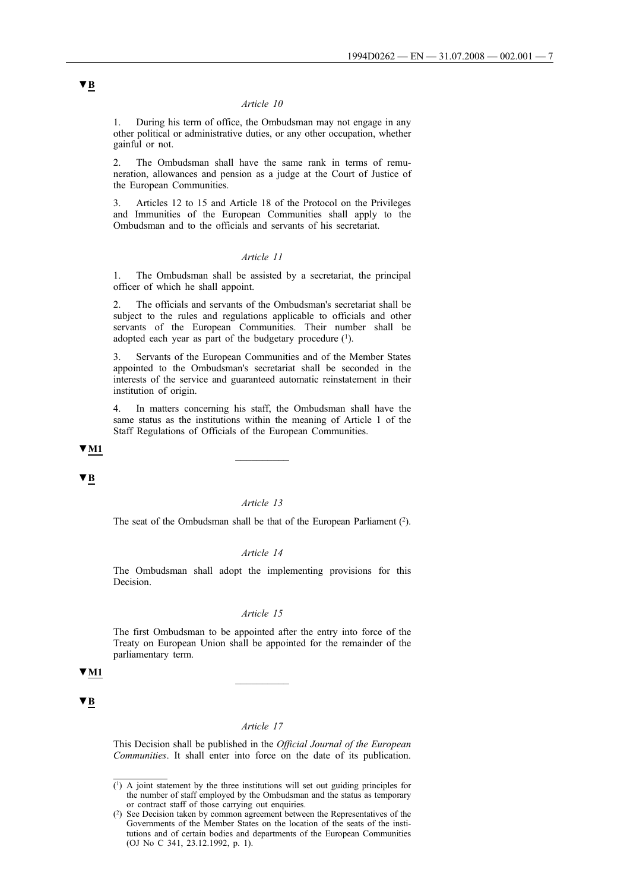▼B

*Article 10*

1. During his term of office, the Ombudsman may not engage in any other political or administrative duties, or any other occupation, whether gainful or not.

2. The Ombudsman shall have the same rank in terms of remuneration, allowances and pension as a judge at the Court of Justice of the European Communities.

3. Articles 12 to 15 and Article 18 of the Protocol on the Privileges and Immunities of the European Communities shall apply to the Ombudsman and to the officials and servants of his secretariat.

*Article 11*

1. The Ombudsman shall be assisted by a secretariat, the principal officer of which he shall appoint.

2. The officials and servants of the Ombudsman's secretariat shall be subject to the rules and regulations applicable to officials and other servants of the European Communities. Their number shall be adopted each year as part of the budgetary procedure [1].

3. Servants of the European Communities and of the Member States appointed to the Ombudsman's secretariat shall be seconded in the interests of the service and guaranteed automatic reinstatement in their institution of origin.

4. In matters concerning his staff, the Ombudsman shall have the same status as the institutions within the meaning of Article 1 of the Staff Regulations of Officials of the European Communities.

▼M1

---

▼B

*Article 13*

The seat of the Ombudsman shall be that of the European Parliament [2].

*Article 14*

The Ombudsman shall adopt the implementing provisions for this Decision.

*Article 15*

The first Ombudsman to be appointed after the entry into force of the Treaty on European Union shall be appointed for the remainder of the parliamentary term.

▼M1

---

▼B

*Article 17*

This Decision shall be published in the *Official Journal of the European Communities*. It shall enter into force on the date of its publication.

---

[1] A joint statement by the three institutions will set out guiding principles for the number of staff employed by the Ombudsman and the status as temporary or contract staff of those carrying out enquiries.

[2] See Decision taken by common agreement between the Representatives of the Governments of the Member States on the location of the seats of the institutions and of certain bodies and departments of the European Communities (OJ No C 341, 23.12.1992, p. 1).